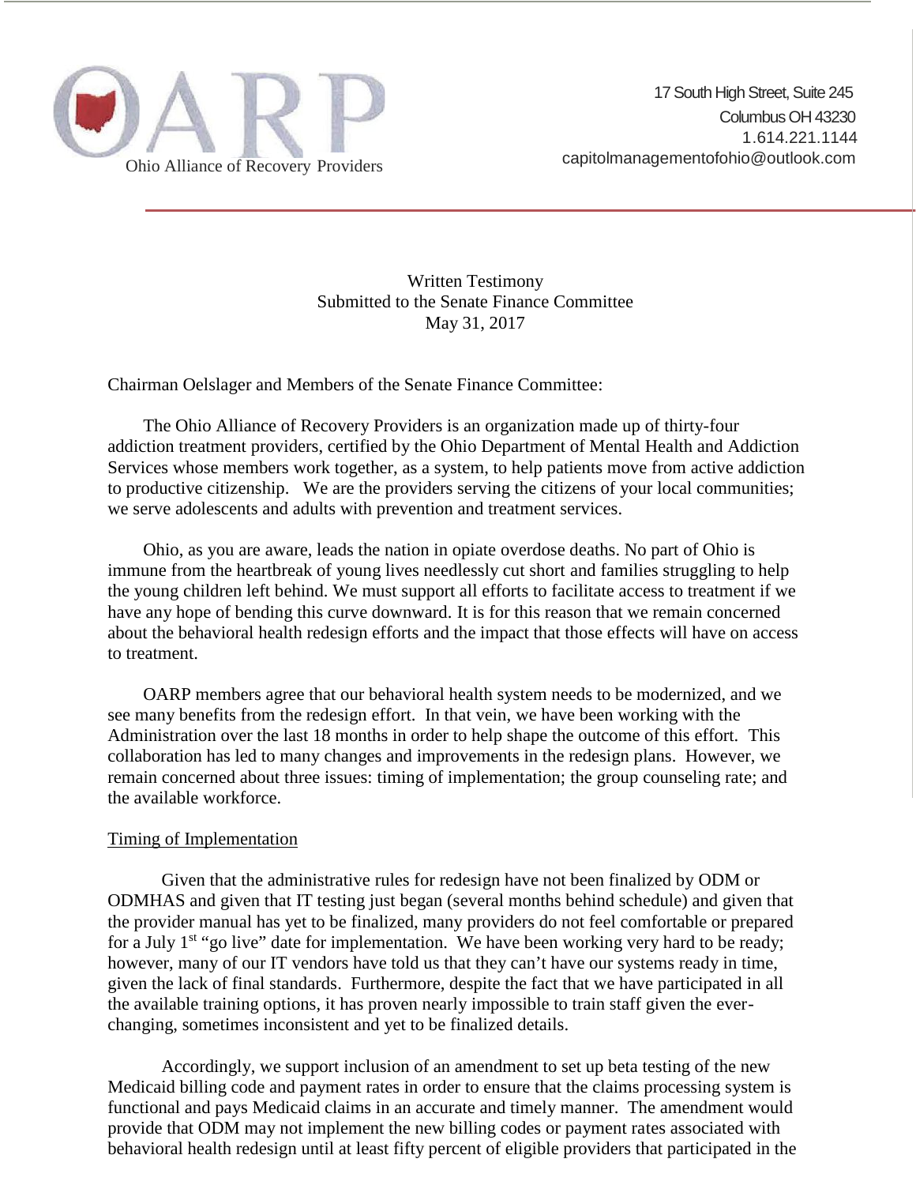OARP
Ohio Alliance of Recovery Providers

17 South High Street, Suite 245
Columbus OH 43230
1.614.221.1144
capitolmanagementofohio@outlook.com

Written Testimony
Submitted to the Senate Finance Committee
May 31, 2017

Chairman Oelslager and Members of the Senate Finance Committee:

The Ohio Alliance of Recovery Providers is an organization made up of thirty-four addiction treatment providers, certified by the Ohio Department of Mental Health and Addiction Services whose members work together, as a system, to help patients move from active addiction to productive citizenship. We are the providers serving the citizens of your local communities; we serve adolescents and adults with prevention and treatment services.

Ohio, as you are aware, leads the nation in opiate overdose deaths. No part of Ohio is immune from the heartbreak of young lives needlessly cut short and families struggling to help the young children left behind. We must support all efforts to facilitate access to treatment if we have any hope of bending this curve downward. It is for this reason that we remain concerned about the behavioral health redesign efforts and the impact that those effects will have on access to treatment.

OARP members agree that our behavioral health system needs to be modernized, and we see many benefits from the redesign effort. In that vein, we have been working with the Administration over the last 18 months in order to help shape the outcome of this effort. This collaboration has led to many changes and improvements in the redesign plans. However, we remain concerned about three issues: timing of implementation; the group counseling rate; and the available workforce.

Timing of Implementation

Given that the administrative rules for redesign have not been finalized by ODM or ODMHAS and given that IT testing just began (several months behind schedule) and given that the provider manual has yet to be finalized, many providers do not feel comfortable or prepared for a July 1st "go live" date for implementation. We have been working very hard to be ready; however, many of our IT vendors have told us that they can't have our systems ready in time, given the lack of final standards. Furthermore, despite the fact that we have participated in all the available training options, it has proven nearly impossible to train staff given the ever-changing, sometimes inconsistent and yet to be finalized details.

Accordingly, we support inclusion of an amendment to set up beta testing of the new Medicaid billing code and payment rates in order to ensure that the claims processing system is functional and pays Medicaid claims in an accurate and timely manner. The amendment would provide that ODM may not implement the new billing codes or payment rates associated with behavioral health redesign until at least fifty percent of eligible providers that participated in the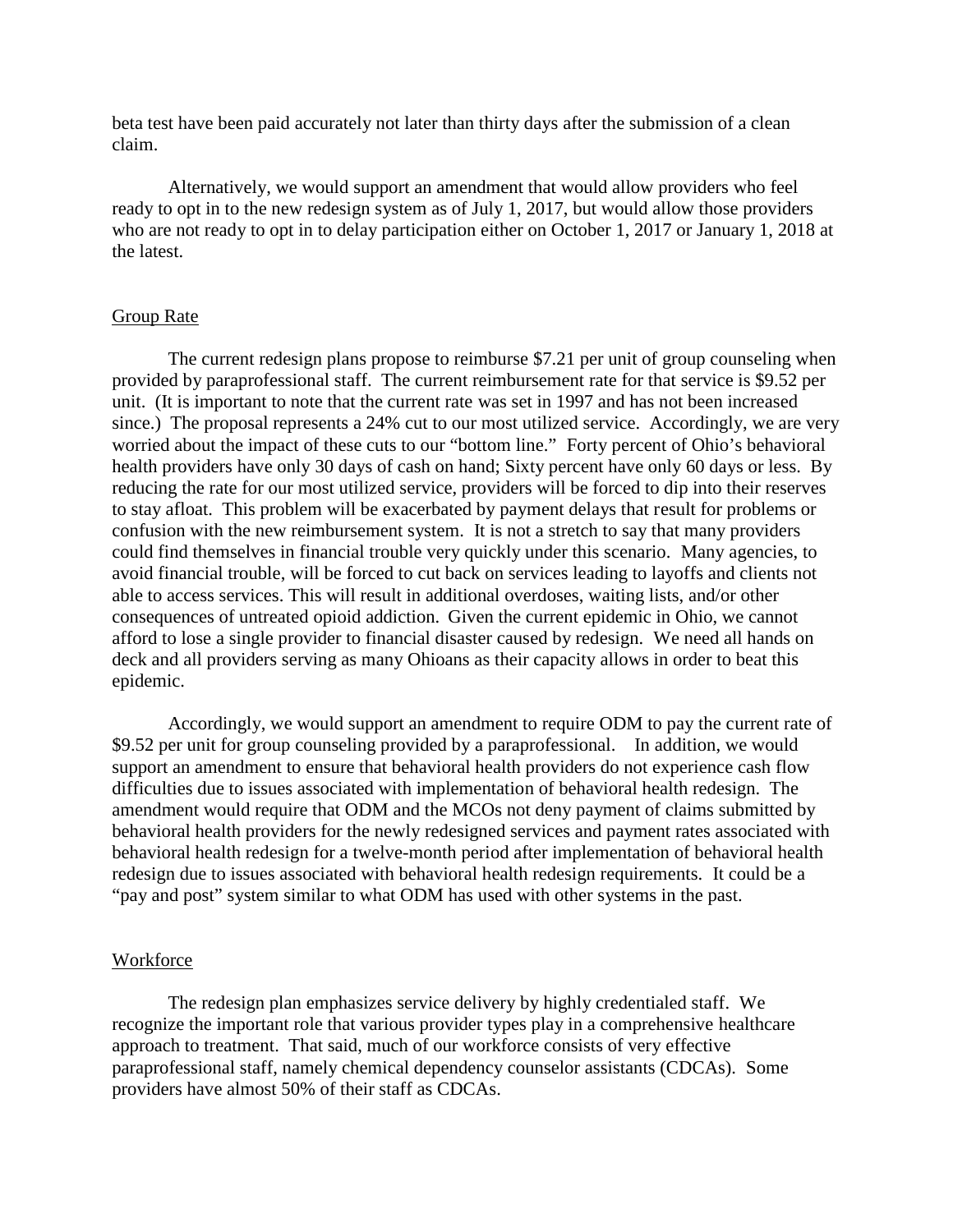beta test have been paid accurately not later than thirty days after the submission of a clean claim.

Alternatively, we would support an amendment that would allow providers who feel ready to opt in to the new redesign system as of July 1, 2017, but would allow those providers who are not ready to opt in to delay participation either on October 1, 2017 or January 1, 2018 at the latest.

Group Rate

The current redesign plans propose to reimburse $7.21 per unit of group counseling when provided by paraprofessional staff. The current reimbursement rate for that service is $9.52 per unit. (It is important to note that the current rate was set in 1997 and has not been increased since.) The proposal represents a 24% cut to our most utilized service. Accordingly, we are very worried about the impact of these cuts to our "bottom line." Forty percent of Ohio's behavioral health providers have only 30 days of cash on hand; Sixty percent have only 60 days or less. By reducing the rate for our most utilized service, providers will be forced to dip into their reserves to stay afloat. This problem will be exacerbated by payment delays that result for problems or confusion with the new reimbursement system. It is not a stretch to say that many providers could find themselves in financial trouble very quickly under this scenario. Many agencies, to avoid financial trouble, will be forced to cut back on services leading to layoffs and clients not able to access services. This will result in additional overdoses, waiting lists, and/or other consequences of untreated opioid addiction. Given the current epidemic in Ohio, we cannot afford to lose a single provider to financial disaster caused by redesign. We need all hands on deck and all providers serving as many Ohioans as their capacity allows in order to beat this epidemic.

Accordingly, we would support an amendment to require ODM to pay the current rate of $9.52 per unit for group counseling provided by a paraprofessional. In addition, we would support an amendment to ensure that behavioral health providers do not experience cash flow difficulties due to issues associated with implementation of behavioral health redesign. The amendment would require that ODM and the MCOs not deny payment of claims submitted by behavioral health providers for the newly redesigned services and payment rates associated with behavioral health redesign for a twelve-month period after implementation of behavioral health redesign due to issues associated with behavioral health redesign requirements. It could be a "pay and post" system similar to what ODM has used with other systems in the past.

Workforce

The redesign plan emphasizes service delivery by highly credentialed staff. We recognize the important role that various provider types play in a comprehensive healthcare approach to treatment. That said, much of our workforce consists of very effective paraprofessional staff, namely chemical dependency counselor assistants (CDCAs). Some providers have almost 50% of their staff as CDCAs.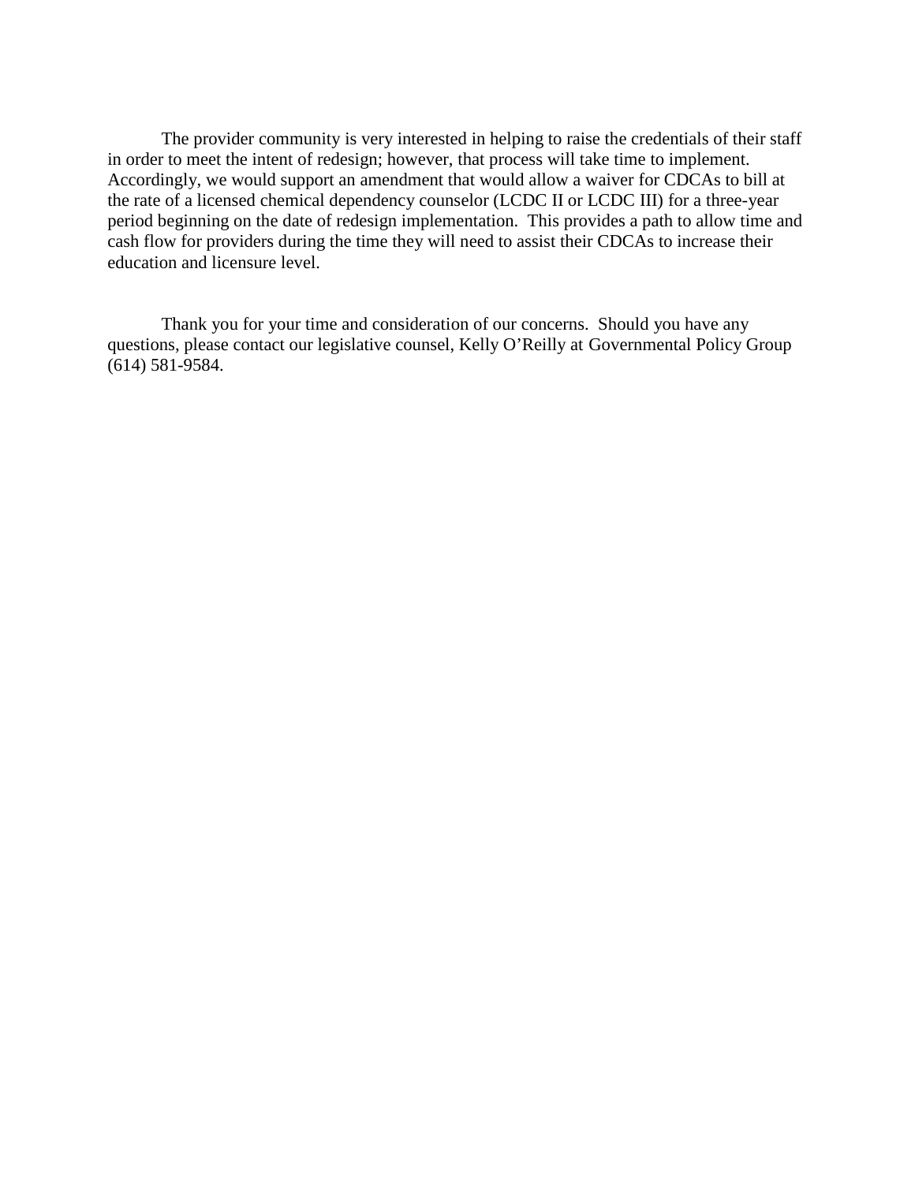The provider community is very interested in helping to raise the credentials of their staff in order to meet the intent of redesign; however, that process will take time to implement. Accordingly, we would support an amendment that would allow a waiver for CDCAs to bill at the rate of a licensed chemical dependency counselor (LCDC II or LCDC III) for a three-year period beginning on the date of redesign implementation. This provides a path to allow time and cash flow for providers during the time they will need to assist their CDCAs to increase their education and licensure level.

Thank you for your time and consideration of our concerns. Should you have any questions, please contact our legislative counsel, Kelly O'Reilly at Governmental Policy Group (614) 581-9584.